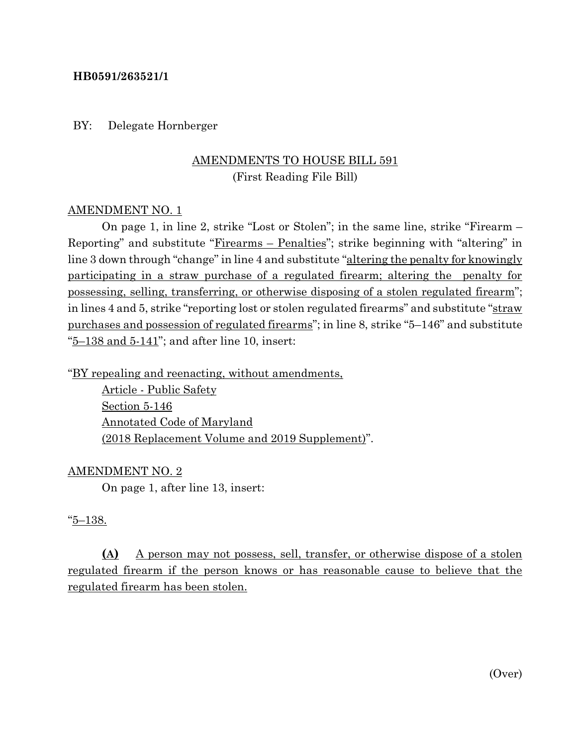**HB0591/263521/1**

BY: Delegate Hornberger

AMENDMENTS TO HOUSE BILL 591
(First Reading File Bill)

AMENDMENT NO. 1

On page 1, in line 2, strike "Lost or Stolen"; in the same line, strike "Firearm – Reporting" and substitute "Firearms – Penalties"; strike beginning with "altering" in line 3 down through "change" in line 4 and substitute "altering the penalty for knowingly participating in a straw purchase of a regulated firearm; altering the penalty for possessing, selling, transferring, or otherwise disposing of a stolen regulated firearm"; in lines 4 and 5, strike "reporting lost or stolen regulated firearms" and substitute "straw purchases and possession of regulated firearms"; in line 8, strike "5–146" and substitute "5–138 and 5-141"; and after line 10, insert:

"BY repealing and reenacting, without amendments,
Article - Public Safety
Section 5-146
Annotated Code of Maryland
(2018 Replacement Volume and 2019 Supplement)".

AMENDMENT NO. 2

On page 1, after line 13, insert:

"5–138.

**(A)** A person may not possess, sell, transfer, or otherwise dispose of a stolen regulated firearm if the person knows or has reasonable cause to believe that the regulated firearm has been stolen.

(Over)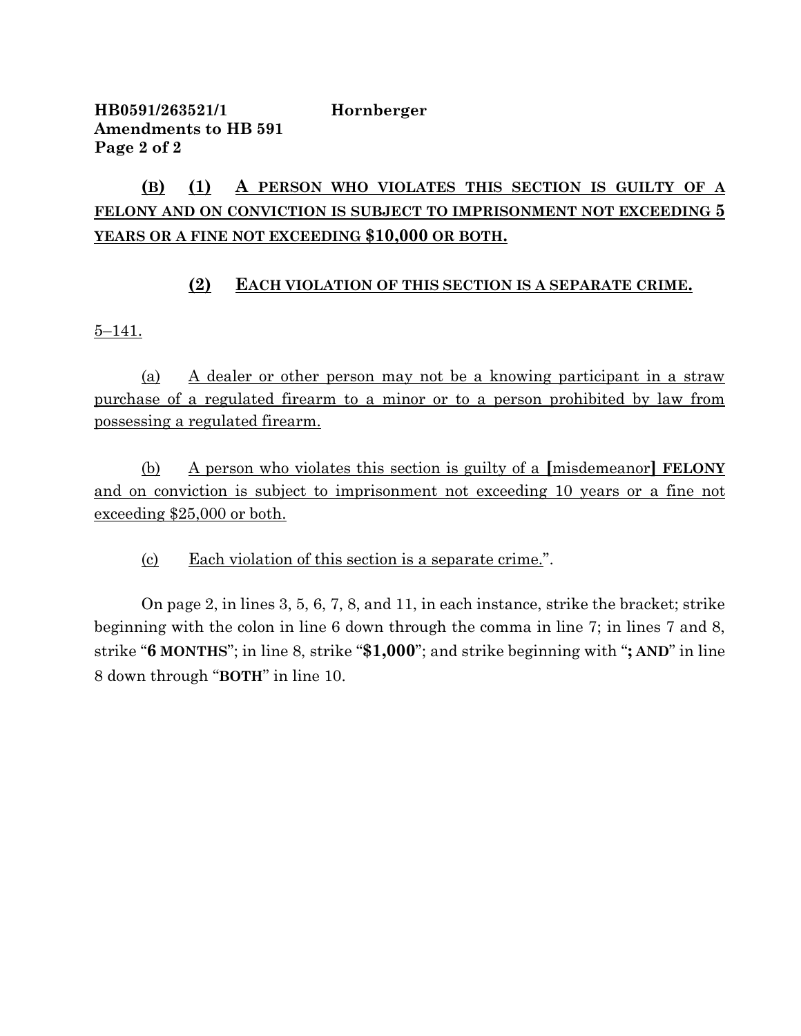**HB0591/263521/1 Hornberger**
**Amendments to HB 591**
**Page 2 of 2**

(B) (1) A PERSON WHO VIOLATES THIS SECTION IS GUILTY OF A FELONY AND ON CONVICTION IS SUBJECT TO IMPRISONMENT NOT EXCEEDING 5 YEARS OR A FINE NOT EXCEEDING $10,000 OR BOTH.

(2) EACH VIOLATION OF THIS SECTION IS A SEPARATE CRIME.

5–141.

(a) A dealer or other person may not be a knowing participant in a straw purchase of a regulated firearm to a minor or to a person prohibited by law from possessing a regulated firearm.

(b) A person who violates this section is guilty of a [misdemeanor] **FELONY** and on conviction is subject to imprisonment not exceeding 10 years or a fine not exceeding $25,000 or both.

(c) Each violation of this section is a separate crime.".

On page 2, in lines 3, 5, 6, 7, 8, and 11, in each instance, strike the bracket; strike beginning with the colon in line 6 down through the comma in line 7; in lines 7 and 8, strike "**6 MONTHS**"; in line 8, strike "**$1,000**"; and strike beginning with "**; AND**" in line 8 down through "**BOTH**" in line 10.